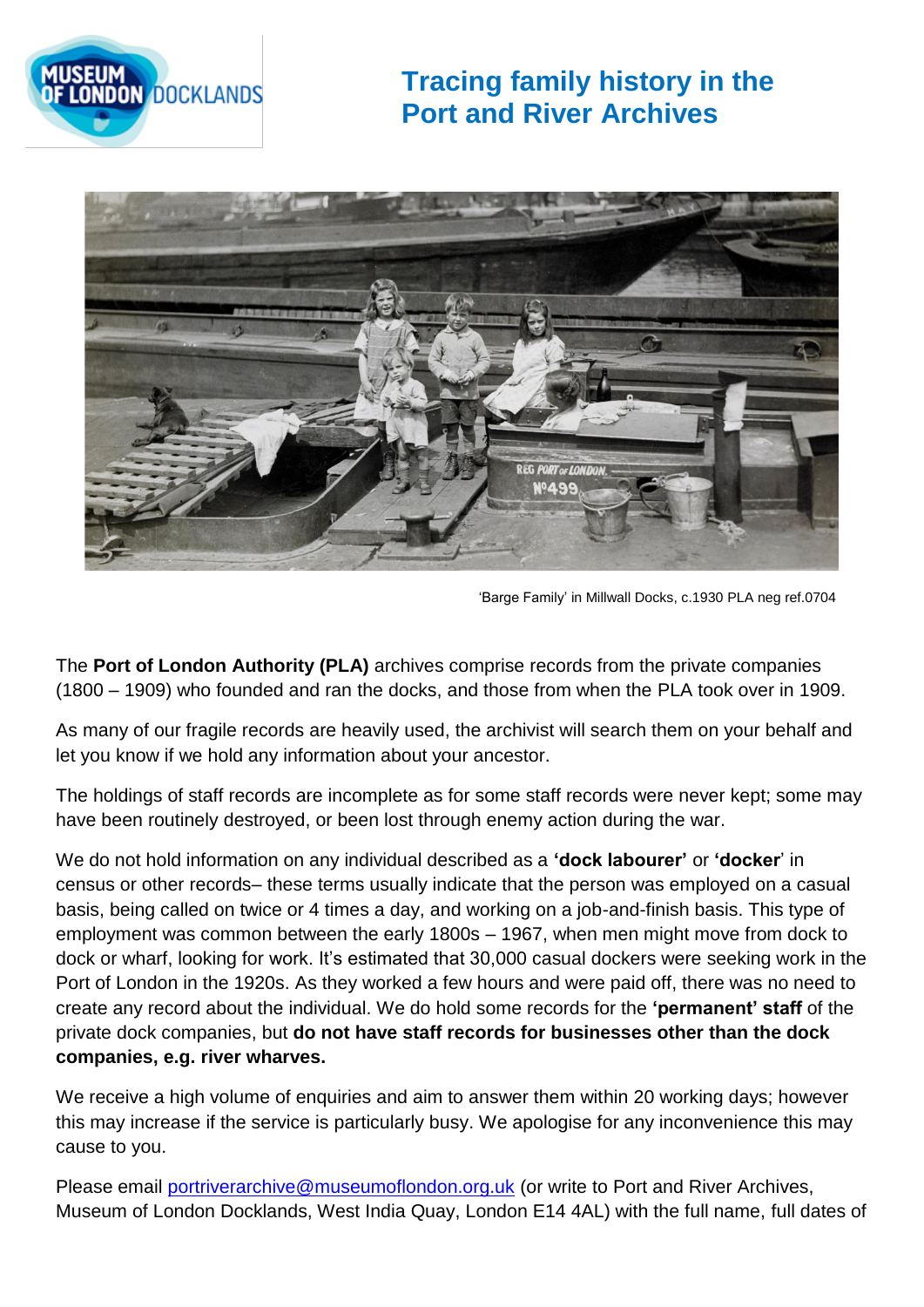# Tracing family history in the Port and River Archives

'Barge Family' in Millwall Docks, c.1930 PLA neg ref.0704

The **Port of London Authority (PLA)** archives comprise records from the private companies (1800 – 1909) who founded and ran the docks, and those from when the PLA took over in 1909.

As many of our fragile records are heavily used, the archivist will search them on your behalf and let you know if we hold any information about your ancestor.

The holdings of staff records are incomplete as for some staff records were never kept; some may have been routinely destroyed, or been lost through enemy action during the war.

We do not hold information on any individual described as a **'dock labourer'** or **'docker**' in census or other records– these terms usually indicate that the person was employed on a casual basis, being called on twice or 4 times a day, and working on a job-and-finish basis. This type of employment was common between the early 1800s – 1967, when men might move from dock to dock or wharf, looking for work. It's estimated that 30,000 casual dockers were seeking work in the Port of London in the 1920s. As they worked a few hours and were paid off, there was no need to create any record about the individual. We do hold some records for the **'permanent' staff** of the private dock companies, but **do not have staff records for businesses other than the dock companies, e.g. river wharves.**

We receive a high volume of enquiries and aim to answer them within 20 working days; however this may increase if the service is particularly busy. We apologise for any inconvenience this may cause to you.

Please email portriverarchive@museumoflondon.org.uk (or write to Port and River Archives, Museum of London Docklands, West India Quay, London E14 4AL) with the full name, full dates of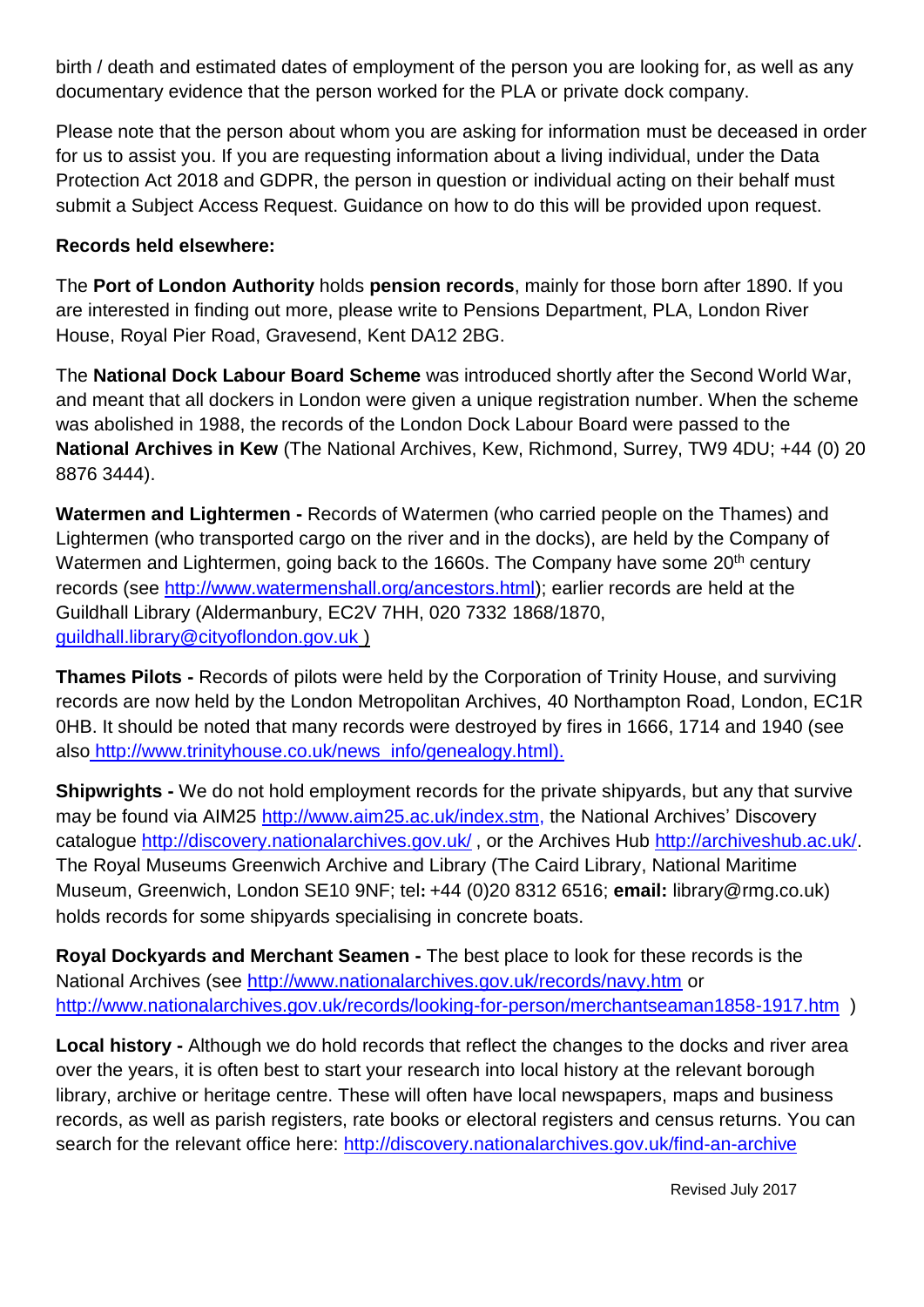birth / death and estimated dates of employment of the person you are looking for, as well as any documentary evidence that the person worked for the PLA or private dock company.

Please note that the person about whom you are asking for information must be deceased in order for us to assist you. If you are requesting information about a living individual, under the Data Protection Act 2018 and GDPR, the person in question or individual acting on their behalf must submit a Subject Access Request. Guidance on how to do this will be provided upon request.

**Records held elsewhere:**

The **Port of London Authority** holds **pension records**, mainly for those born after 1890. If you are interested in finding out more, please write to Pensions Department, PLA, London River House, Royal Pier Road, Gravesend, Kent DA12 2BG.

The **National Dock Labour Board Scheme** was introduced shortly after the Second World War, and meant that all dockers in London were given a unique registration number. When the scheme was abolished in 1988, the records of the London Dock Labour Board were passed to the **National Archives in Kew** (The National Archives, Kew, Richmond, Surrey, TW9 4DU; +44 (0) 20 8876 3444).

**Watermen and Lightermen -** Records of Watermen (who carried people on the Thames) and Lightermen (who transported cargo on the river and in the docks), are held by the Company of Watermen and Lightermen, going back to the 1660s. The Company have some 20th century records (see http://www.watermenshall.org/ancestors.html); earlier records are held at the Guildhall Library (Aldermanbury, EC2V 7HH, 020 7332 1868/1870, guildhall.library@cityoflondon.gov.uk )

**Thames Pilots -** Records of pilots were held by the Corporation of Trinity House, and surviving records are now held by the London Metropolitan Archives, 40 Northampton Road, London, EC1R 0HB. It should be noted that many records were destroyed by fires in 1666, 1714 and 1940 (see also http://www.trinityhouse.co.uk/news_info/genealogy.html).

**Shipwrights -** We do not hold employment records for the private shipyards, but any that survive may be found via AIM25 http://www.aim25.ac.uk/index.stm, the National Archives' Discovery catalogue http://discovery.nationalarchives.gov.uk/ , or the Archives Hub http://archiveshub.ac.uk/. The Royal Museums Greenwich Archive and Library (The Caird Library, National Maritime Museum, Greenwich, London SE10 9NF; tel**:** +44 (0)20 8312 6516; **email:** library@rmg.co.uk) holds records for some shipyards specialising in concrete boats.

**Royal Dockyards and Merchant Seamen -** The best place to look for these records is the National Archives (see http://www.nationalarchives.gov.uk/records/navy.htm or http://www.nationalarchives.gov.uk/records/looking-for-person/merchantseaman1858-1917.htm )

**Local history -** Although we do hold records that reflect the changes to the docks and river area over the years, it is often best to start your research into local history at the relevant borough library, archive or heritage centre. These will often have local newspapers, maps and business records, as well as parish registers, rate books or electoral registers and census returns. You can search for the relevant office here: http://discovery.nationalarchives.gov.uk/find-an-archive

Revised July 2017